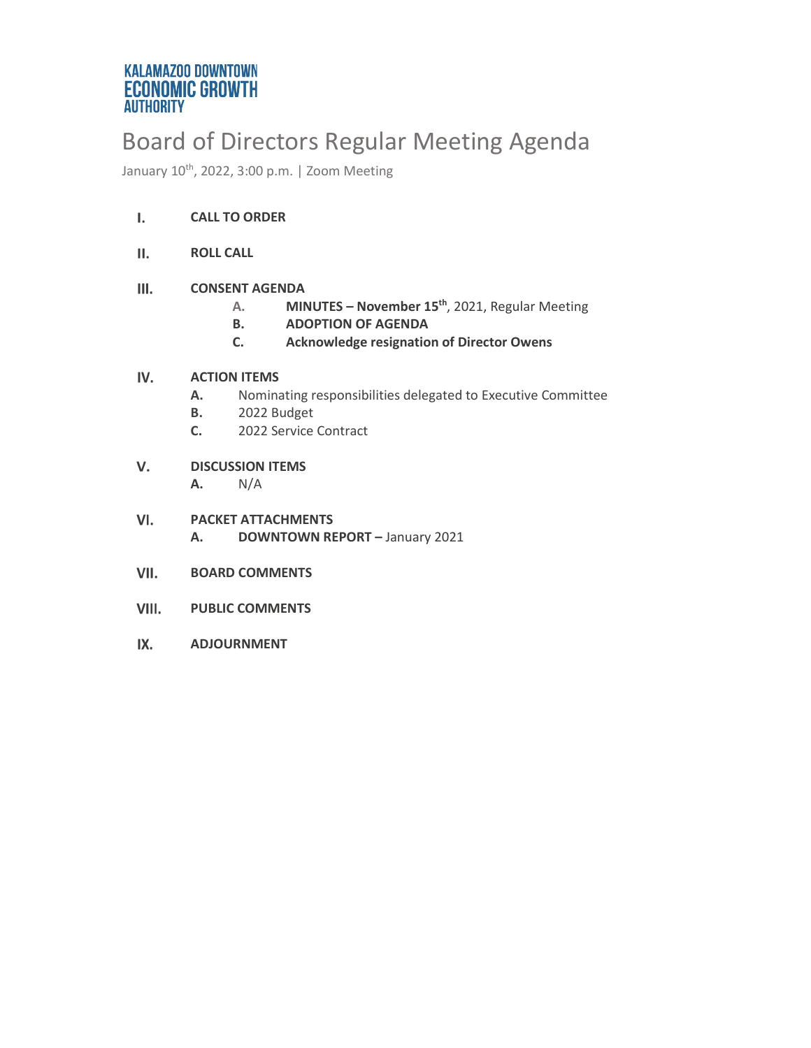KALAMAZOO DOWNTOWN
ECONOMIC GROWTH
AUTHORITY

# Board of Directors Regular Meeting Agenda

January 10th, 2022, 3:00 p.m. | Zoom Meeting

**I.** **CALL TO ORDER**

**II.** **ROLL CALL**

**III.** **CONSENT AGENDA**

- **A.** **MINUTES – November 15th**, 2021, Regular Meeting
- **B.** **ADOPTION OF AGENDA**
- **C.** **Acknowledge resignation of Director Owens**

**IV.** **ACTION ITEMS**

- **A.** Nominating responsibilities delegated to Executive Committee
- **B.** 2022 Budget
- **C.** 2022 Service Contract

**V.** **DISCUSSION ITEMS**

- **A.** N/A

**VI.** **PACKET ATTACHMENTS**

- **A.** **DOWNTOWN REPORT –** January 2021

**VII.** **BOARD COMMENTS**

**VIII.** **PUBLIC COMMENTS**

**IX.** **ADJOURNMENT**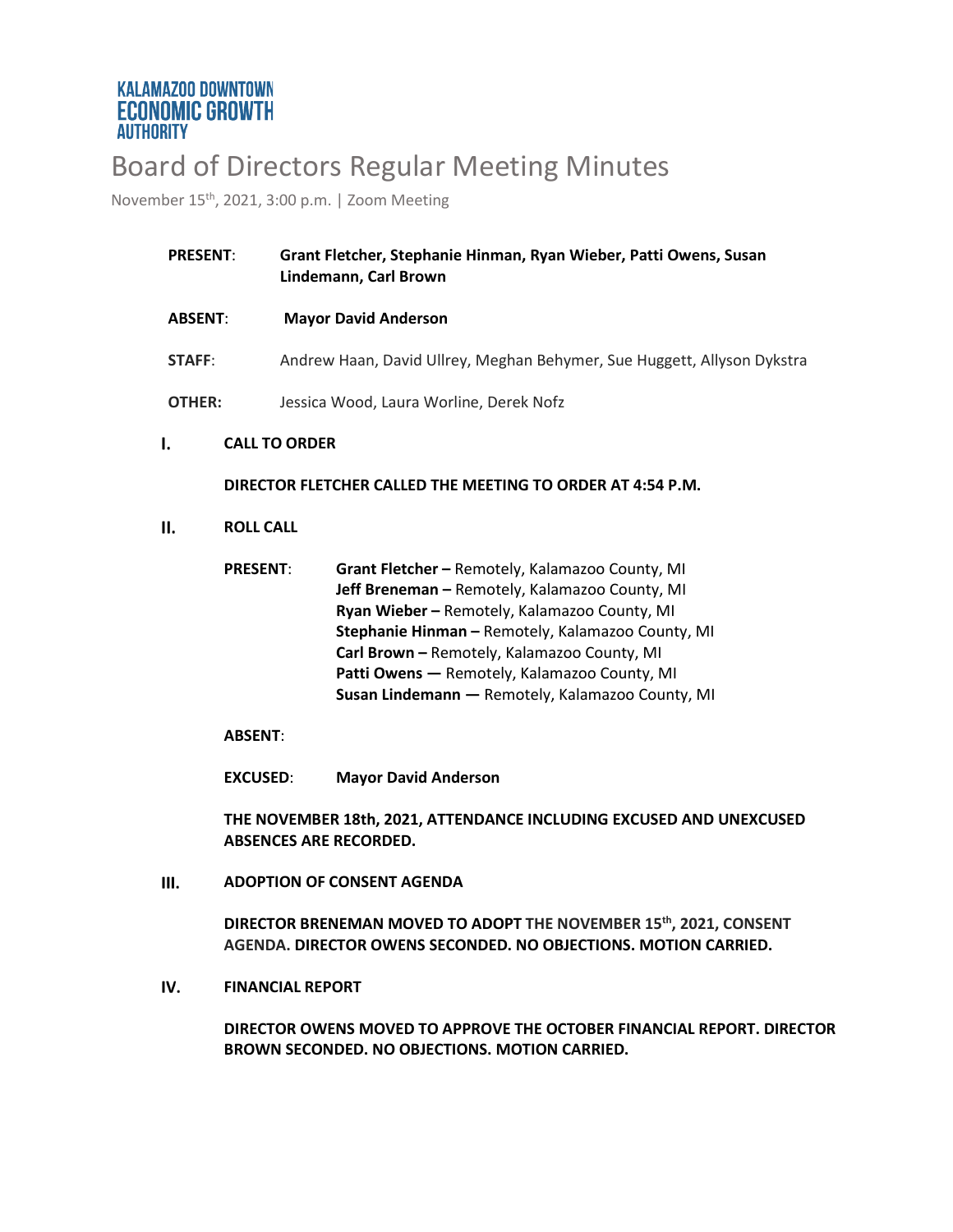KALAMAZOO DOWNTOWN
ECONOMIC GROWTH
AUTHORITY

# Board of Directors Regular Meeting Minutes

November 15th, 2021, 3:00 p.m. | Zoom Meeting

**PRESENT**: **Grant Fletcher, Stephanie Hinman, Ryan Wieber, Patti Owens, Susan Lindemann, Carl Brown**

**ABSENT**: **Mayor David Anderson**

**STAFF**: Andrew Haan, David Ullrey, Meghan Behymer, Sue Huggett, Allyson Dykstra

**OTHER:** Jessica Wood, Laura Worline, Derek Nofz

## I. CALL TO ORDER

**DIRECTOR FLETCHER CALLED THE MEETING TO ORDER AT 4:54 P.M.**

## II. ROLL CALL

**PRESENT**:
**Grant Fletcher –** Remotely, Kalamazoo County, MI
**Jeff Breneman –** Remotely, Kalamazoo County, MI
**Ryan Wieber –** Remotely, Kalamazoo County, MI
**Stephanie Hinman –** Remotely, Kalamazoo County, MI
**Carl Brown –** Remotely, Kalamazoo County, MI
**Patti Owens —** Remotely, Kalamazoo County, MI
**Susan Lindemann —** Remotely, Kalamazoo County, MI

**ABSENT**:

**EXCUSED**: **Mayor David Anderson**

**THE NOVEMBER 18th, 2021, ATTENDANCE INCLUDING EXCUSED AND UNEXCUSED ABSENCES ARE RECORDED.**

## III. ADOPTION OF CONSENT AGENDA

**DIRECTOR BRENEMAN MOVED TO ADOPT THE NOVEMBER 15th, 2021, CONSENT AGENDA. DIRECTOR OWENS SECONDED. NO OBJECTIONS. MOTION CARRIED.**

## IV. FINANCIAL REPORT

**DIRECTOR OWENS MOVED TO APPROVE THE OCTOBER FINANCIAL REPORT. DIRECTOR BROWN SECONDED. NO OBJECTIONS. MOTION CARRIED.**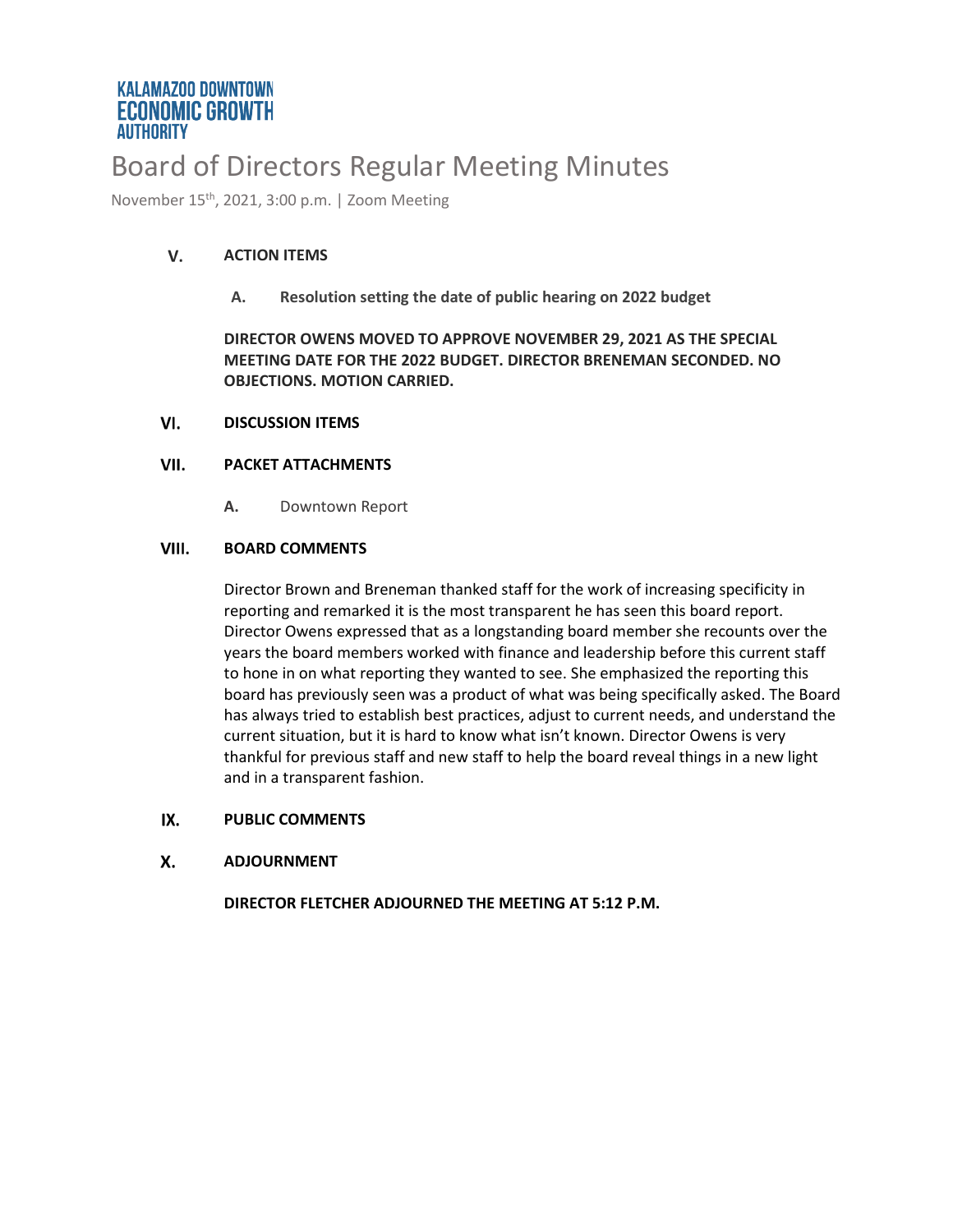KALAMAZOO DOWNTOWN
ECONOMIC GROWTH
AUTHORITY

# Board of Directors Regular Meeting Minutes

November 15th, 2021, 3:00 p.m. | Zoom Meeting

## V. ACTION ITEMS

### A. Resolution setting the date of public hearing on 2022 budget

**DIRECTOR OWENS MOVED TO APPROVE NOVEMBER 29, 2021 AS THE SPECIAL MEETING DATE FOR THE 2022 BUDGET. DIRECTOR BRENEMAN SECONDED. NO OBJECTIONS. MOTION CARRIED.**

## VI. DISCUSSION ITEMS

## VII. PACKET ATTACHMENTS

**A.** Downtown Report

## VIII. BOARD COMMENTS

Director Brown and Breneman thanked staff for the work of increasing specificity in reporting and remarked it is the most transparent he has seen this board report. Director Owens expressed that as a longstanding board member she recounts over the years the board members worked with finance and leadership before this current staff to hone in on what reporting they wanted to see. She emphasized the reporting this board has previously seen was a product of what was being specifically asked. The Board has always tried to establish best practices, adjust to current needs, and understand the current situation, but it is hard to know what isn't known. Director Owens is very thankful for previous staff and new staff to help the board reveal things in a new light and in a transparent fashion.

## IX. PUBLIC COMMENTS

## X. ADJOURNMENT

**DIRECTOR FLETCHER ADJOURNED THE MEETING AT 5:12 P.M.**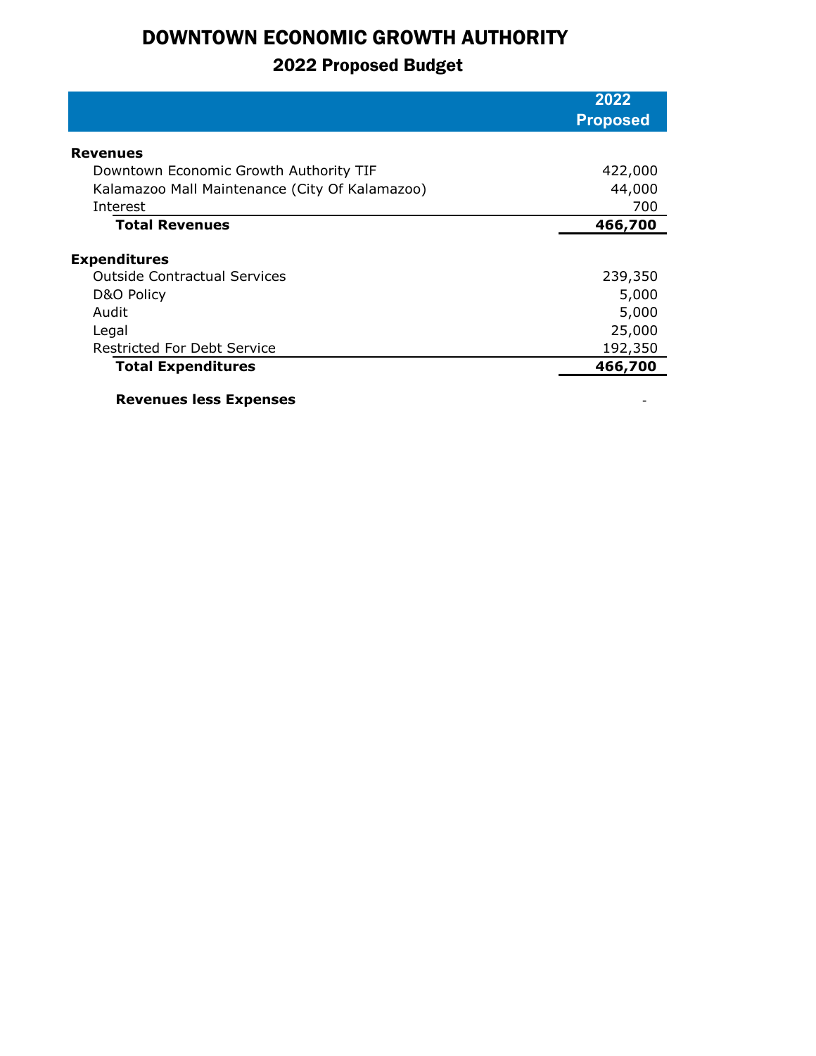# DOWNTOWN ECONOMIC GROWTH AUTHORITY

## 2022 Proposed Budget

| | 2022 Proposed |
|---|---|
| **Revenues** | |
| Downtown Economic Growth Authority TIF | 422,000 |
| Kalamazoo Mall Maintenance (City Of Kalamazoo) | 44,000 |
| Interest | 700 |
| **Total Revenues** | **466,700** |
| | |
| **Expenditures** | |
| Outside Contractual Services | 239,350 |
| D&O Policy | 5,000 |
| Audit | 5,000 |
| Legal | 25,000 |
| Restricted For Debt Service | 192,350 |
| **Total Expenditures** | **466,700** |
| | |
| **Revenues less Expenses** | - |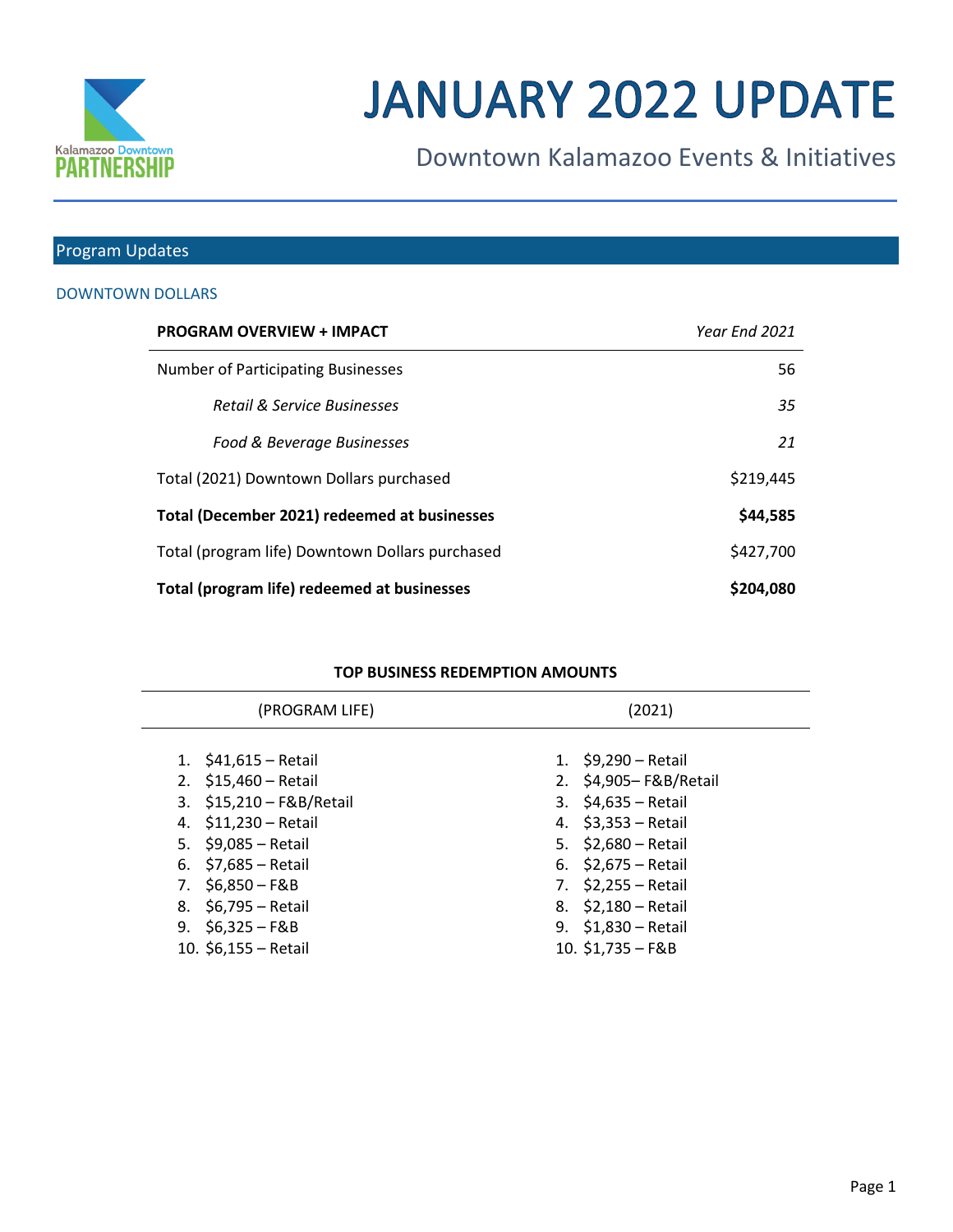# JANUARY 2022 UPDATE

## Downtown Kalamazoo Events & Initiatives

## Program Updates

### DOWNTOWN DOLLARS

| **PROGRAM OVERVIEW + IMPACT** | *Year End 2021* |
|---|---|
| Number of Participating Businesses | 56 |
| *Retail & Service Businesses* | *35* |
| *Food & Beverage Businesses* | *21* |
| Total (2021) Downtown Dollars purchased | $219,445 |
| **Total (December 2021) redeemed at businesses** | **$44,585** |
| Total (program life) Downtown Dollars purchased | $427,700 |
| **Total (program life) redeemed at businesses** | **$204,080** |

**TOP BUSINESS REDEMPTION AMOUNTS**

| (PROGRAM LIFE) | (2021) |
|---|---|
| 1. $41,615 – Retail | 1. $9,290 – Retail |
| 2. $15,460 – Retail | 2. $4,905– F&B/Retail |
| 3. $15,210 – F&B/Retail | 3. $4,635 – Retail |
| 4. $11,230 – Retail | 4. $3,353 – Retail |
| 5. $9,085 – Retail | 5. $2,680 – Retail |
| 6. $7,685 – Retail | 6. $2,675 – Retail |
| 7. $6,850 – F&B | 7. $2,255 – Retail |
| 8. $6,795 – Retail | 8. $2,180 – Retail |
| 9. $6,325 – F&B | 9. $1,830 – Retail |
| 10. $6,155 – Retail | 10. $1,735 – F&B |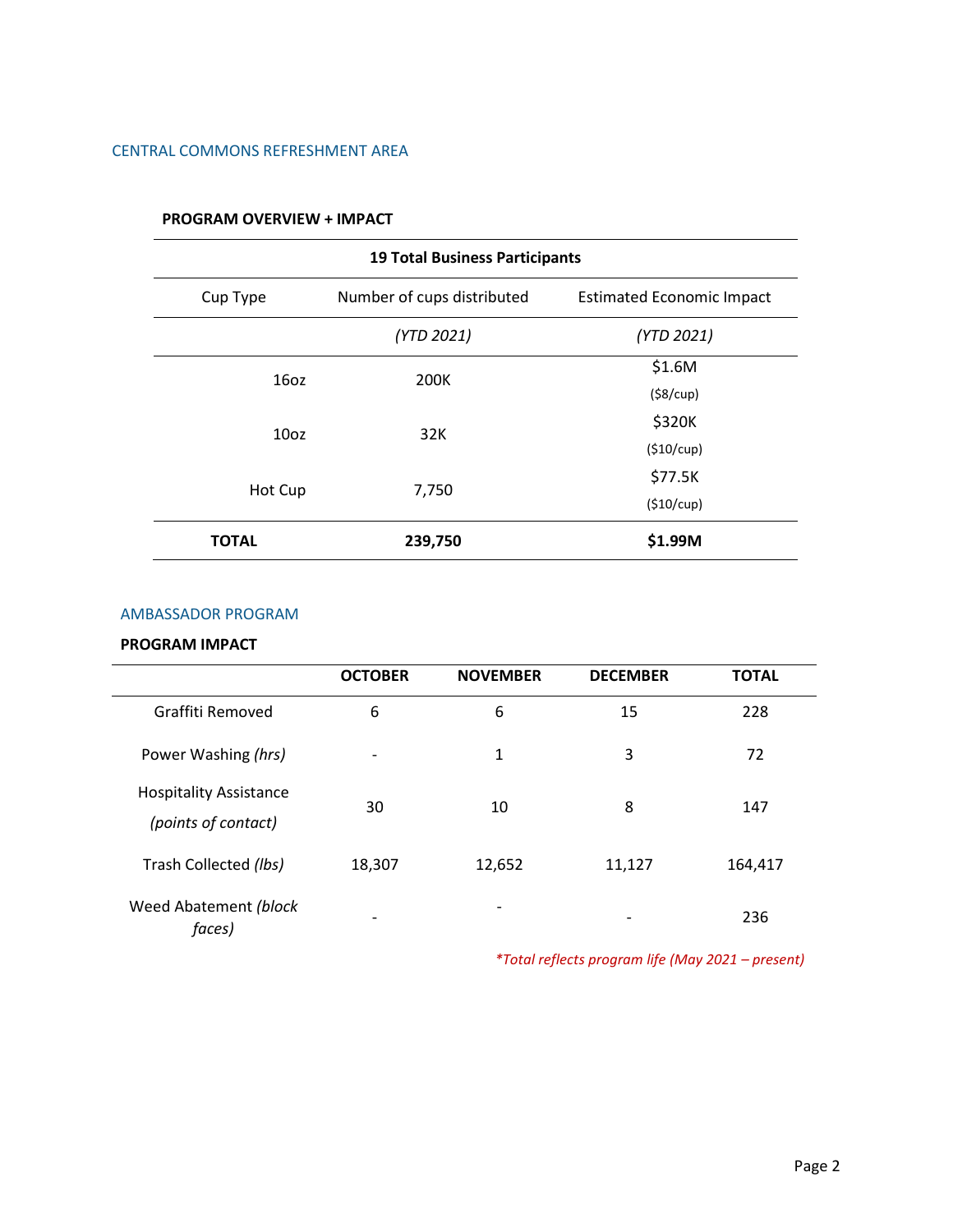## CENTRAL COMMONS REFRESHMENT AREA

### PROGRAM OVERVIEW + IMPACT

| 19 Total Business Participants | | |
|---|---|---|
| Cup Type | Number of cups distributed | Estimated Economic Impact |
| | *(YTD 2021)* | *(YTD 2021)* |
| 16oz | 200K | $1.6M ($8/cup) |
| 10oz | 32K | $320K ($10/cup) |
| Hot Cup | 7,750 | $77.5K ($10/cup) |
| **TOTAL** | **239,750** | **$1.99M** |

## AMBASSADOR PROGRAM

### PROGRAM IMPACT

| | OCTOBER | NOVEMBER | DECEMBER | TOTAL |
|---|---|---|---|---|
| Graffiti Removed | 6 | 6 | 15 | 228 |
| Power Washing *(hrs)* | - | 1 | 3 | 72 |
| Hospitality Assistance *(points of contact)* | 30 | 10 | 8 | 147 |
| Trash Collected *(lbs)* | 18,307 | 12,652 | 11,127 | 164,417 |
| Weed Abatement *(block faces)* | - | - | - | 236 |

*\*Total reflects program life (May 2021 – present)*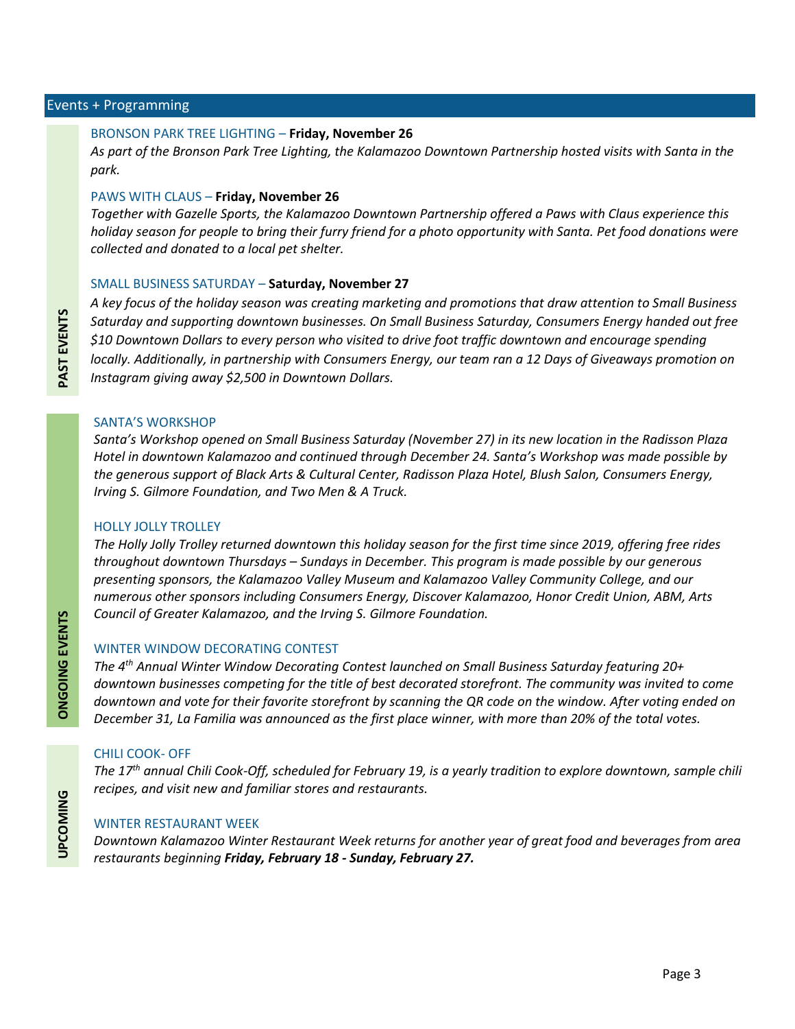## Events + Programming

### PAST EVENTS

BRONSON PARK TREE LIGHTING – **Friday, November 26**

*As part of the Bronson Park Tree Lighting, the Kalamazoo Downtown Partnership hosted visits with Santa in the park.*

PAWS WITH CLAUS – **Friday, November 26**

*Together with Gazelle Sports, the Kalamazoo Downtown Partnership offered a Paws with Claus experience this holiday season for people to bring their furry friend for a photo opportunity with Santa. Pet food donations were collected and donated to a local pet shelter.*

SMALL BUSINESS SATURDAY – **Saturday, November 27**

*A key focus of the holiday season was creating marketing and promotions that draw attention to Small Business Saturday and supporting downtown businesses. On Small Business Saturday, Consumers Energy handed out free $10 Downtown Dollars to every person who visited to drive foot traffic downtown and encourage spending locally. Additionally, in partnership with Consumers Energy, our team ran a 12 Days of Giveaways promotion on Instagram giving away $2,500 in Downtown Dollars.*

### ONGOING EVENTS

SANTA'S WORKSHOP

*Santa's Workshop opened on Small Business Saturday (November 27) in its new location in the Radisson Plaza Hotel in downtown Kalamazoo and continued through December 24. Santa's Workshop was made possible by the generous support of Black Arts & Cultural Center, Radisson Plaza Hotel, Blush Salon, Consumers Energy, Irving S. Gilmore Foundation, and Two Men & A Truck.*

HOLLY JOLLY TROLLEY

*The Holly Jolly Trolley returned downtown this holiday season for the first time since 2019, offering free rides throughout downtown Thursdays – Sundays in December. This program is made possible by our generous presenting sponsors, the Kalamazoo Valley Museum and Kalamazoo Valley Community College, and our numerous other sponsors including Consumers Energy, Discover Kalamazoo, Honor Credit Union, ABM, Arts Council of Greater Kalamazoo, and the Irving S. Gilmore Foundation.*

WINTER WINDOW DECORATING CONTEST

*The 4th Annual Winter Window Decorating Contest launched on Small Business Saturday featuring 20+ downtown businesses competing for the title of best decorated storefront. The community was invited to come downtown and vote for their favorite storefront by scanning the QR code on the window. After voting ended on December 31, La Familia was announced as the first place winner, with more than 20% of the total votes.*

### UPCOMING

CHILI COOK- OFF

*The 17th annual Chili Cook-Off, scheduled for February 19, is a yearly tradition to explore downtown, sample chili recipes, and visit new and familiar stores and restaurants.*

WINTER RESTAURANT WEEK

*Downtown Kalamazoo Winter Restaurant Week returns for another year of great food and beverages from area restaurants beginning **Friday, February 18 - Sunday, February 27.***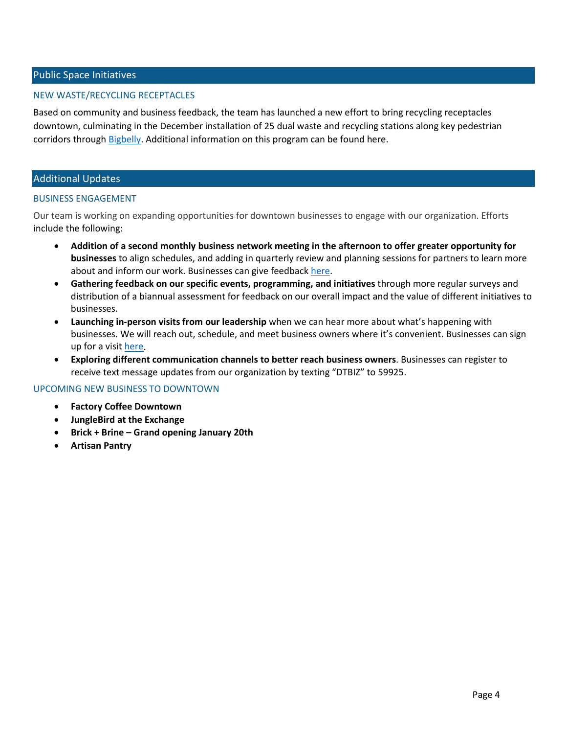## Public Space Initiatives

### NEW WASTE/RECYCLING RECEPTACLES

Based on community and business feedback, the team has launched a new effort to bring recycling receptacles downtown, culminating in the December installation of 25 dual waste and recycling stations along key pedestrian corridors through Bigbelly. Additional information on this program can be found here.

## Additional Updates

### BUSINESS ENGAGEMENT

Our team is working on expanding opportunities for downtown businesses to engage with our organization. Efforts include the following:

- **Addition of a second monthly business network meeting in the afternoon to offer greater opportunity for businesses** to align schedules, and adding in quarterly review and planning sessions for partners to learn more about and inform our work. Businesses can give feedback here.
- **Gathering feedback on our specific events, programming, and initiatives** through more regular surveys and distribution of a biannual assessment for feedback on our overall impact and the value of different initiatives to businesses.
- **Launching in-person visits from our leadership** when we can hear more about what's happening with businesses. We will reach out, schedule, and meet business owners where it's convenient. Businesses can sign up for a visit here.
- **Exploring different communication channels to better reach business owners**. Businesses can register to receive text message updates from our organization by texting "DTBIZ" to 59925.

### UPCOMING NEW BUSINESS TO DOWNTOWN

- **Factory Coffee Downtown**
- **JungleBird at the Exchange**
- **Brick + Brine – Grand opening January 20th**
- **Artisan Pantry**